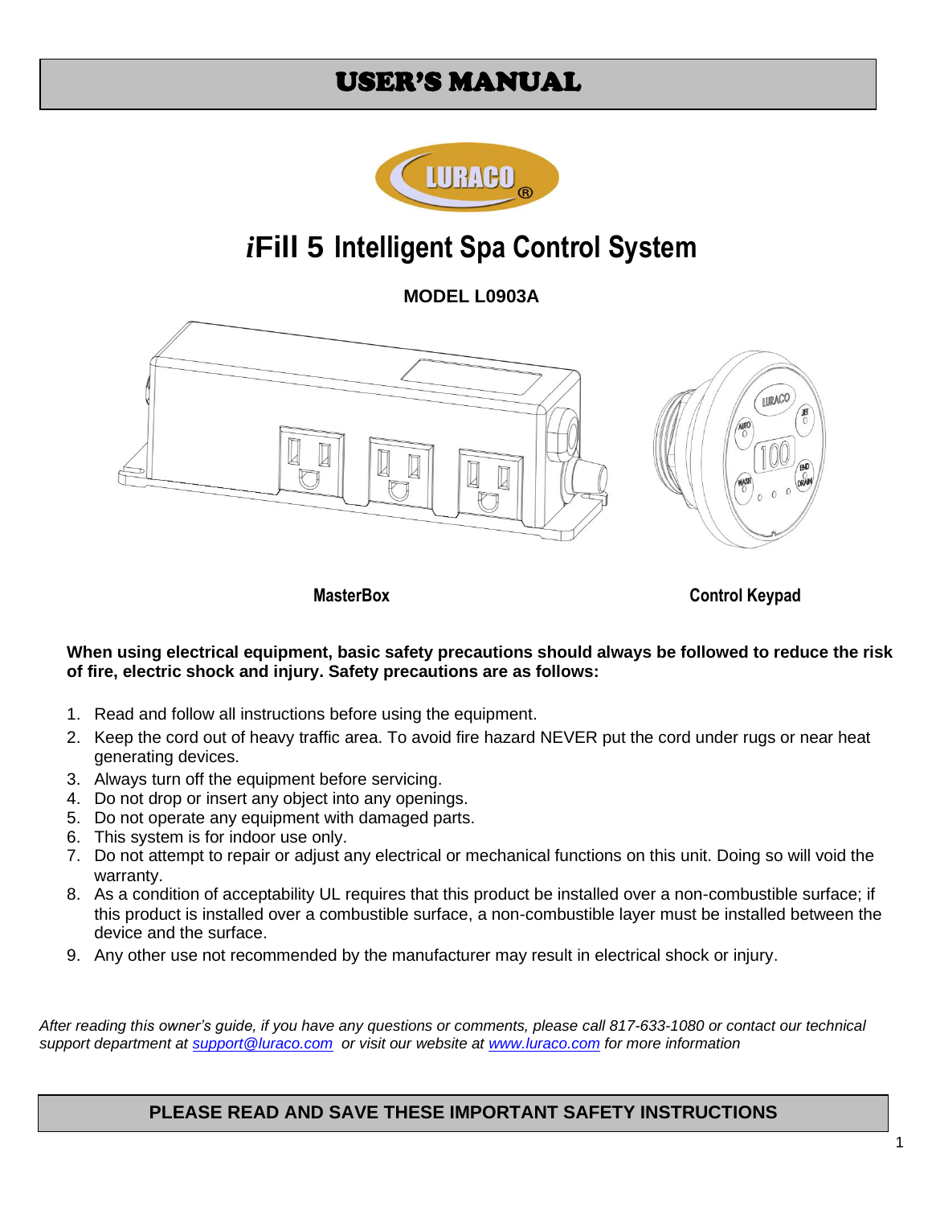# USER'S MANUAL

# *i*Fill 5 Intelligent Spa Control System

**MODEL L0903A**

**MasterBox** **Control Keypad**

**When using electrical equipment, basic safety precautions should always be followed to reduce the risk of fire, electric shock and injury. Safety precautions are as follows:**

1. Read and follow all instructions before using the equipment.
2. Keep the cord out of heavy traffic area. To avoid fire hazard NEVER put the cord under rugs or near heat generating devices.
3. Always turn off the equipment before servicing.
4. Do not drop or insert any object into any openings.
5. Do not operate any equipment with damaged parts.
6. This system is for indoor use only.
7. Do not attempt to repair or adjust any electrical or mechanical functions on this unit. Doing so will void the warranty.
8. As a condition of acceptability UL requires that this product be installed over a non-combustible surface; if this product is installed over a combustible surface, a non-combustible layer must be installed between the device and the surface.
9. Any other use not recommended by the manufacturer may result in electrical shock or injury.

*After reading this owner's guide, if you have any questions or comments, please call 817-633-1080 or contact our technical support department at [support@luraco.com](mailto:support@luraco.com) or visit our website at [www.luraco.com](http://www.luraco.com) for more information*

**PLEASE READ AND SAVE THESE IMPORTANT SAFETY INSTRUCTIONS**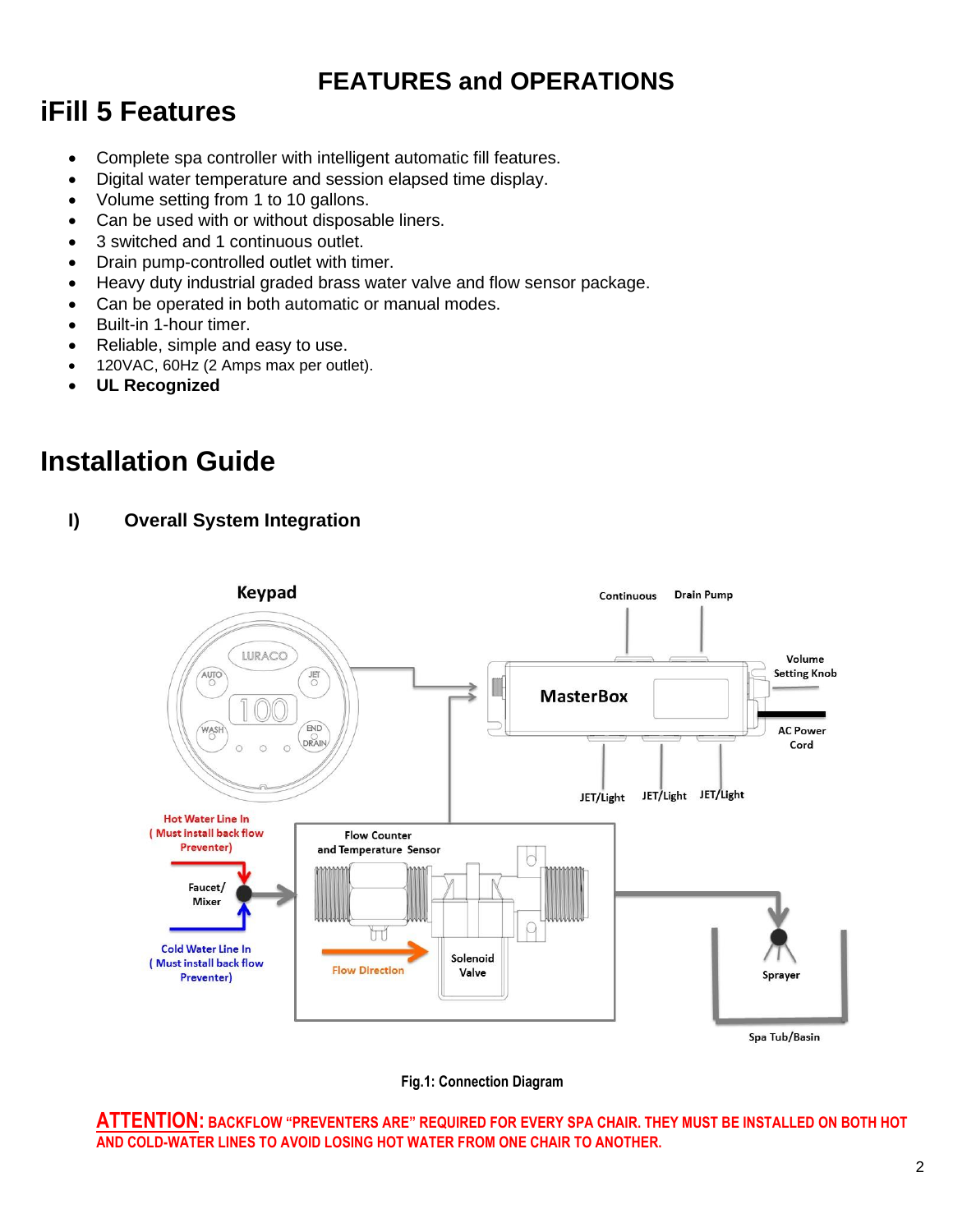# FEATURES and OPERATIONS

## iFill 5 Features

- Complete spa controller with intelligent automatic fill features.
- Digital water temperature and session elapsed time display.
- Volume setting from 1 to 10 gallons.
- Can be used with or without disposable liners.
- 3 switched and 1 continuous outlet.
- Drain pump-controlled outlet with timer.
- Heavy duty industrial graded brass water valve and flow sensor package.
- Can be operated in both automatic or manual modes.
- Built-in 1-hour timer.
- Reliable, simple and easy to use.
- 120VAC, 60Hz (2 Amps max per outlet).
- **UL Recognized**

## Installation Guide

### I) Overall System Integration

Keypad

LURACO

AUTO JET 100 WASH END DRAIN

Continuous Drain Pump

MasterBox

Volume Setting Knob

AC Power Cord

JET/Light JET/Light JET/Light

Hot Water Line In ( Must install back flow Preventer)

Faucet/ Mixer

Cold Water Line In ( Must install back flow Preventer)

Flow Counter and Temperature Sensor

Flow Direction

Solenoid Valve

Sprayer

Spa Tub/Basin

**Fig.1: Connection Diagram**

**ATTENTION: BACKFLOW "PREVENTERS ARE" REQUIRED FOR EVERY SPA CHAIR. THEY MUST BE INSTALLED ON BOTH HOT AND COLD-WATER LINES TO AVOID LOSING HOT WATER FROM ONE CHAIR TO ANOTHER.**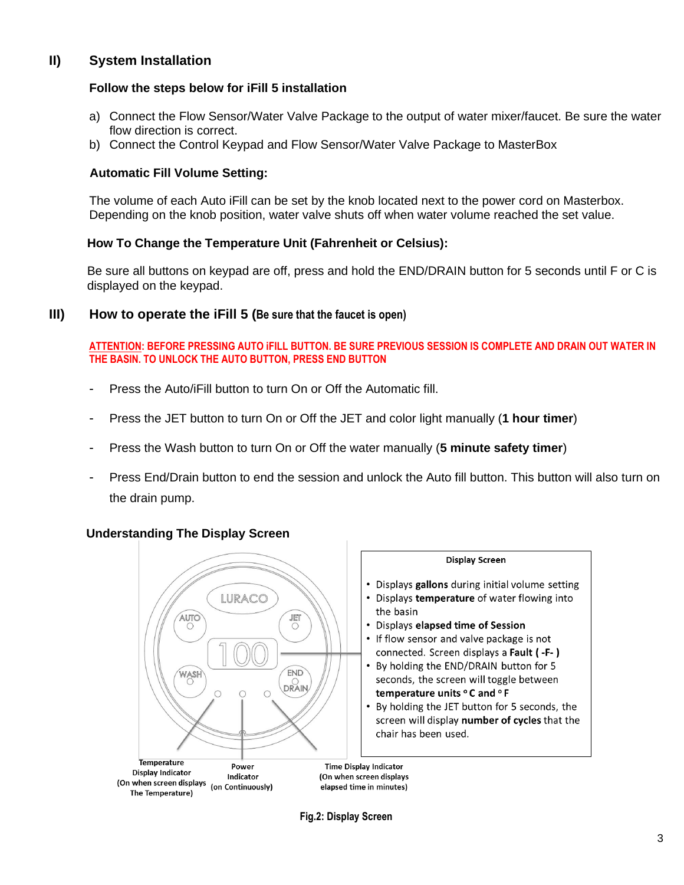## II) System Installation

**Follow the steps below for iFill 5 installation**

a) Connect the Flow Sensor/Water Valve Package to the output of water mixer/faucet. Be sure the water flow direction is correct.
b) Connect the Control Keypad and Flow Sensor/Water Valve Package to MasterBox

**Automatic Fill Volume Setting:**

The volume of each Auto iFill can be set by the knob located next to the power cord on Masterbox. Depending on the knob position, water valve shuts off when water volume reached the set value.

**How To Change the Temperature Unit (Fahrenheit or Celsius):**

Be sure all buttons on keypad are off, press and hold the END/DRAIN button for 5 seconds until F or C is displayed on the keypad.

## III) How to operate the iFill 5 (Be sure that the faucet is open)

**ATTENTION: BEFORE PRESSING AUTO iFILL BUTTON. BE SURE PREVIOUS SESSION IS COMPLETE AND DRAIN OUT WATER IN THE BASIN. TO UNLOCK THE AUTO BUTTON, PRESS END BUTTON**

- Press the Auto/iFill button to turn On or Off the Automatic fill.
- Press the JET button to turn On or Off the JET and color light manually (**1 hour timer**)
- Press the Wash button to turn On or Off the water manually (**5 minute safety timer**)
- Press End/Drain button to end the session and unlock the Auto fill button. This button will also turn on the drain pump.

**Understanding The Display Screen**

LURACO | AUTO | JET | 100 | WASH | END DRAIN

Temperature Display Indicator (On when screen displays The Temperature)

Power Indicator (on Continuously)

Time Display Indicator (On when screen displays elapsed time in minutes)

**Display Screen**

- Displays **gallons** during initial volume setting
- Displays **temperature** of water flowing into the basin
- Displays **elapsed time of Session**
- If flow sensor and valve package is not connected. Screen displays a **Fault ( -F- )**
- By holding the END/DRAIN button for 5 seconds, the screen will toggle between **temperature units ° C and ° F**
- By holding the JET button for 5 seconds, the screen will display **number of cycles** that the chair has been used.

**Fig.2: Display Screen**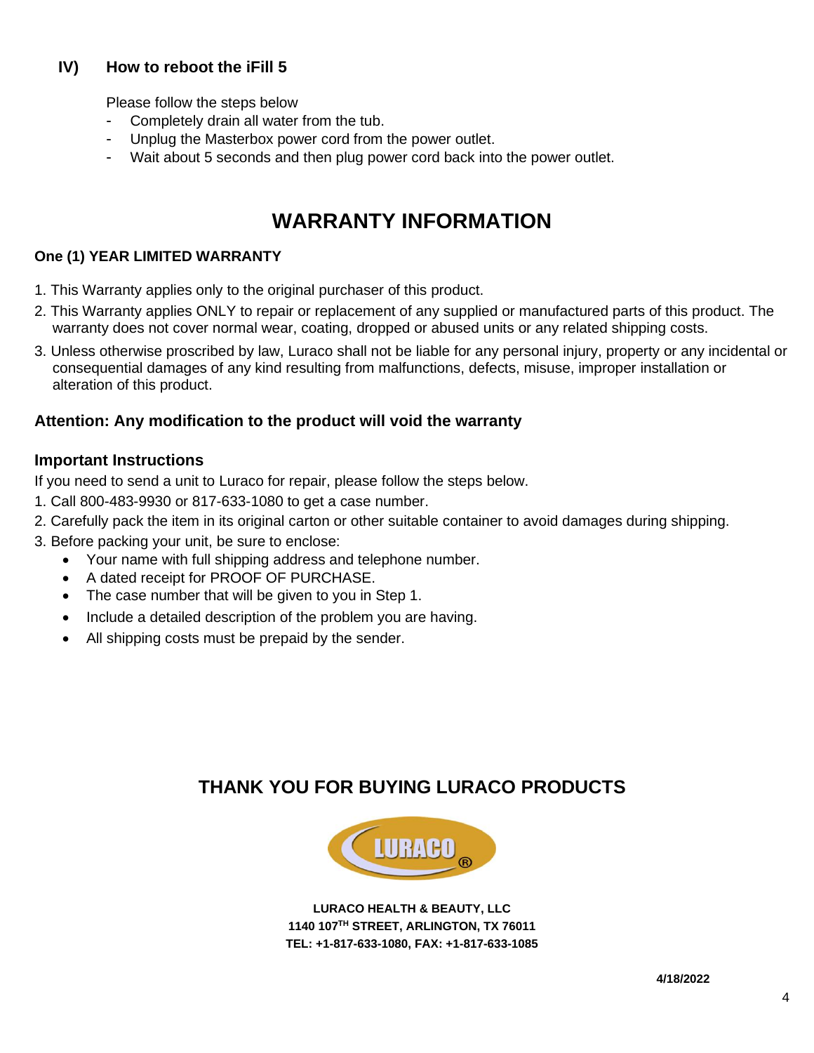## IV) How to reboot the iFill 5

Please follow the steps below

- Completely drain all water from the tub.
- Unplug the Masterbox power cord from the power outlet.
- Wait about 5 seconds and then plug power cord back into the power outlet.

# WARRANTY INFORMATION

**One (1) YEAR LIMITED WARRANTY**

1. This Warranty applies only to the original purchaser of this product.
2. This Warranty applies ONLY to repair or replacement of any supplied or manufactured parts of this product. The warranty does not cover normal wear, coating, dropped or abused units or any related shipping costs.
3. Unless otherwise proscribed by law, Luraco shall not be liable for any personal injury, property or any incidental or consequential damages of any kind resulting from malfunctions, defects, misuse, improper installation or alteration of this product.

**Attention: Any modification to the product will void the warranty**

### Important Instructions

If you need to send a unit to Luraco for repair, please follow the steps below.

1. Call 800-483-9930 or 817-633-1080 to get a case number.
2. Carefully pack the item in its original carton or other suitable container to avoid damages during shipping.
3. Before packing your unit, be sure to enclose:
   - Your name with full shipping address and telephone number.
   - A dated receipt for PROOF OF PURCHASE.
   - The case number that will be given to you in Step 1.
   - Include a detailed description of the problem you are having.
   - All shipping costs must be prepaid by the sender.

## THANK YOU FOR BUYING LURACO PRODUCTS

LURACO®

**LURACO HEALTH & BEAUTY, LLC**
**1140 107TH STREET, ARLINGTON, TX 76011**
**TEL: +1-817-633-1080, FAX: +1-817-633-1085**

**4/18/2022**